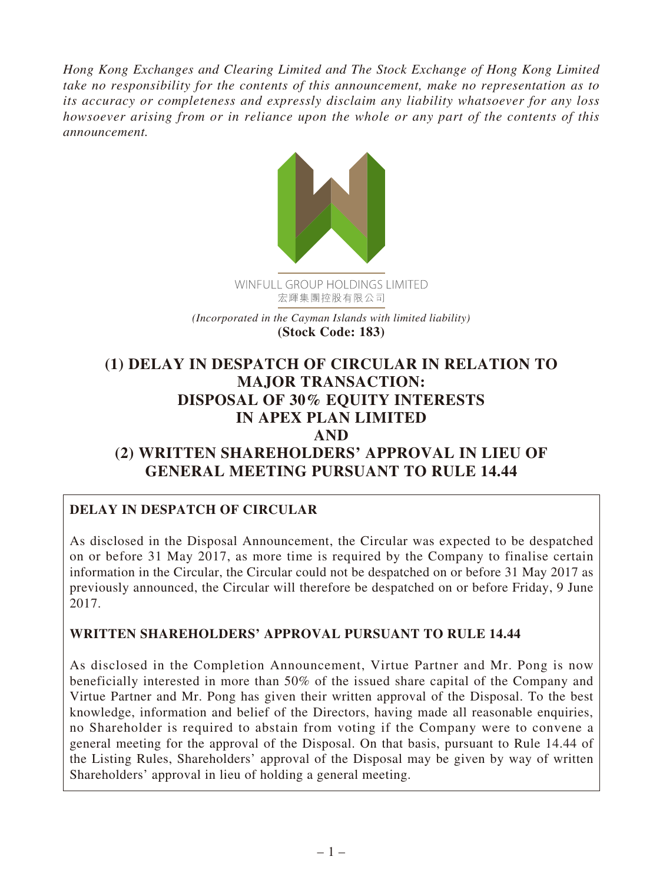*Hong Kong Exchanges and Clearing Limited and The Stock Exchange of Hong Kong Limited take no responsibility for the contents of this announcement, make no representation as to its accuracy or completeness and expressly disclaim any liability whatsoever for any loss howsoever arising from or in reliance upon the whole or any part of the contents of this announcement.*

WINFULL GROUP HOLDINGS LIMITED
宏輝集團控股有限公司

*(Incorporated in the Cayman Islands with limited liability)*

**(Stock Code: 183)**

# (1) DELAY IN DESPATCH OF CIRCULAR IN RELATION TO MAJOR TRANSACTION: DISPOSAL OF 30% EQUITY INTERESTS IN APEX PLAN LIMITED AND (2) WRITTEN SHAREHOLDERS' APPROVAL IN LIEU OF GENERAL MEETING PURSUANT TO RULE 14.44

## DELAY IN DESPATCH OF CIRCULAR

As disclosed in the Disposal Announcement, the Circular was expected to be despatched on or before 31 May 2017, as more time is required by the Company to finalise certain information in the Circular, the Circular could not be despatched on or before 31 May 2017 as previously announced, the Circular will therefore be despatched on or before Friday, 9 June 2017.

## WRITTEN SHAREHOLDERS' APPROVAL PURSUANT TO RULE 14.44

As disclosed in the Completion Announcement, Virtue Partner and Mr. Pong is now beneficially interested in more than 50% of the issued share capital of the Company and Virtue Partner and Mr. Pong has given their written approval of the Disposal. To the best knowledge, information and belief of the Directors, having made all reasonable enquiries, no Shareholder is required to abstain from voting if the Company were to convene a general meeting for the approval of the Disposal. On that basis, pursuant to Rule 14.44 of the Listing Rules, Shareholders' approval of the Disposal may be given by way of written Shareholders' approval in lieu of holding a general meeting.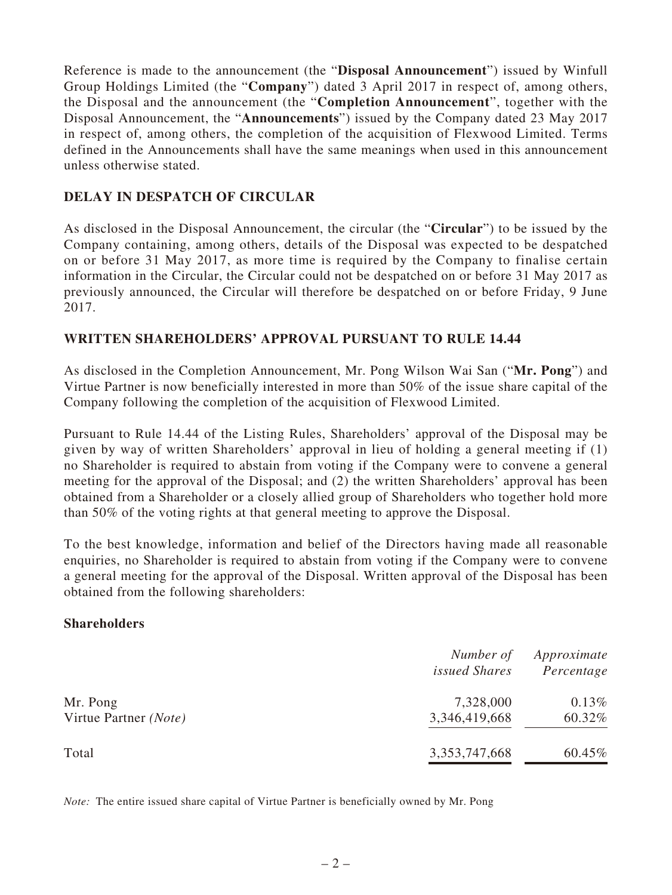Reference is made to the announcement (the "**Disposal Announcement**") issued by Winfull Group Holdings Limited (the "**Company**") dated 3 April 2017 in respect of, among others, the Disposal and the announcement (the "**Completion Announcement**", together with the Disposal Announcement, the "**Announcements**") issued by the Company dated 23 May 2017 in respect of, among others, the completion of the acquisition of Flexwood Limited. Terms defined in the Announcements shall have the same meanings when used in this announcement unless otherwise stated.

## DELAY IN DESPATCH OF CIRCULAR

As disclosed in the Disposal Announcement, the circular (the "**Circular**") to be issued by the Company containing, among others, details of the Disposal was expected to be despatched on or before 31 May 2017, as more time is required by the Company to finalise certain information in the Circular, the Circular could not be despatched on or before 31 May 2017 as previously announced, the Circular will therefore be despatched on or before Friday, 9 June 2017.

## WRITTEN SHAREHOLDERS' APPROVAL PURSUANT TO RULE 14.44

As disclosed in the Completion Announcement, Mr. Pong Wilson Wai San ("**Mr. Pong**") and Virtue Partner is now beneficially interested in more than 50% of the issue share capital of the Company following the completion of the acquisition of Flexwood Limited.

Pursuant to Rule 14.44 of the Listing Rules, Shareholders' approval of the Disposal may be given by way of written Shareholders' approval in lieu of holding a general meeting if (1) no Shareholder is required to abstain from voting if the Company were to convene a general meeting for the approval of the Disposal; and (2) the written Shareholders' approval has been obtained from a Shareholder or a closely allied group of Shareholders who together hold more than 50% of the voting rights at that general meeting to approve the Disposal.

To the best knowledge, information and belief of the Directors having made all reasonable enquiries, no Shareholder is required to abstain from voting if the Company were to convene a general meeting for the approval of the Disposal. Written approval of the Disposal has been obtained from the following shareholders:

**Shareholders**

| | *Number of issued Shares* | *Approximate Percentage* |
|---|---|---|
| Mr. Pong | 7,328,000 | 0.13% |
| Virtue Partner *(Note)* | 3,346,419,668 | 60.32% |
| Total | 3,353,747,668 | 60.45% |

*Note:* The entire issued share capital of Virtue Partner is beneficially owned by Mr. Pong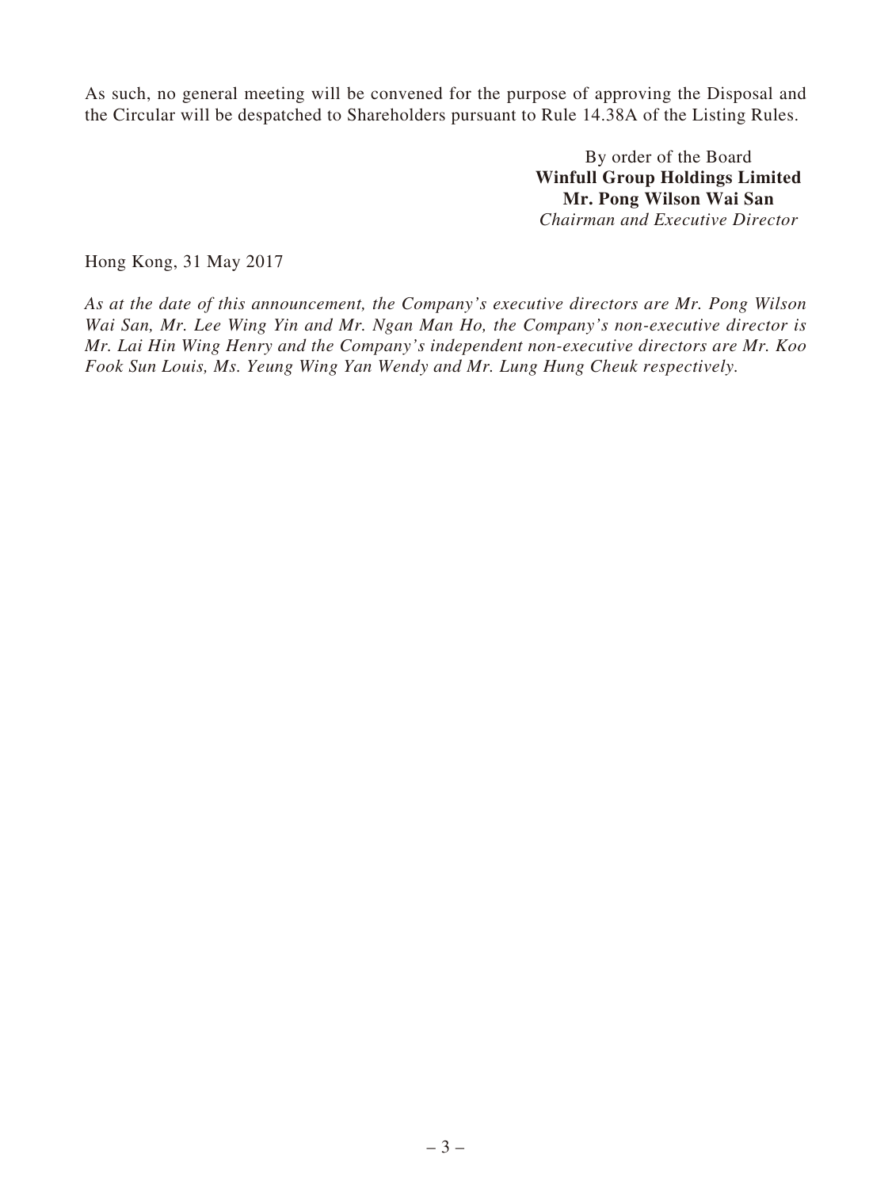As such, no general meeting will be convened for the purpose of approving the Disposal and the Circular will be despatched to Shareholders pursuant to Rule 14.38A of the Listing Rules.

By order of the Board
**Winfull Group Holdings Limited**
**Mr. Pong Wilson Wai San**
*Chairman and Executive Director*

Hong Kong, 31 May 2017

*As at the date of this announcement, the Company's executive directors are Mr. Pong Wilson Wai San, Mr. Lee Wing Yin and Mr. Ngan Man Ho, the Company's non-executive director is Mr. Lai Hin Wing Henry and the Company's independent non-executive directors are Mr. Koo Fook Sun Louis, Ms. Yeung Wing Yan Wendy and Mr. Lung Hung Cheuk respectively.*